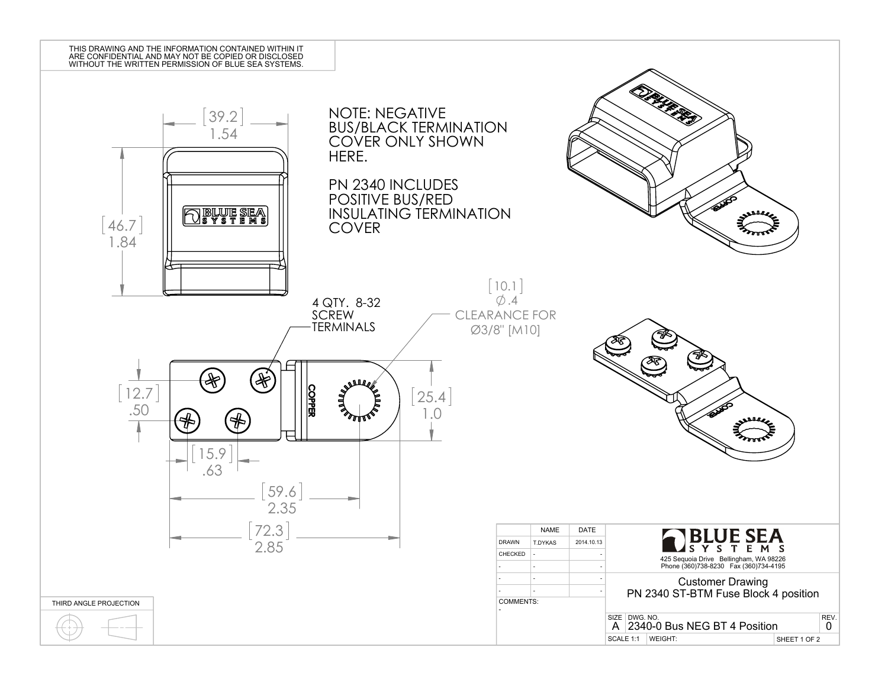THIS DRAWING AND THE INFORMATION CONTAINED WITHIN IT ARE CONFIDENTIAL AND MAY NOT BE COPIED OR DISCLOSED WITHOUT THE WRITTEN PERMISSION OF BLUE SEA SYSTEMS.

NOTE: NEGATIVE BUS/BLACK TERMINATION COVER ONLY SHOWN HERE.

PN 2340 INCLUDES POSITIVE BUS/RED INSULATING TERMINATION COVER

[39.2] 1.54

[46.7] 1.84

BLUE SEA SYSTEMS

4 QTY. 8-32 SCREW TERMINALS

[10.1] Ø.4 CLEARANCE FOR Ø3/8" [M10]

[12.7] .50

COPPER

[25.4] 1.0

[15.9] .63

[59.6] 2.35

[72.3] 2.85

THIRD ANGLE PROJECTION

| | NAME | DATE |
|---|---|---|
| DRAWN | T.DYKAS | 2014.10.13 |
| CHECKED | - | - |
| - | - | - |
| - | - | - |
| - | - | - |

COMMENTS:
-

**BLUE SEA SYSTEMS**
425 Sequoia Drive Bellingham, WA 98226
Phone (360)738-8230 Fax (360)734-4195

Customer Drawing
PN 2340 ST-BTM Fuse Block 4 position

| SIZE | DWG. NO. | REV. |
|---|---|---|
| A | 2340-0 Bus NEG BT 4 Position | 0 |

SCALE 1:1 | WEIGHT: | SHEET 1 OF 2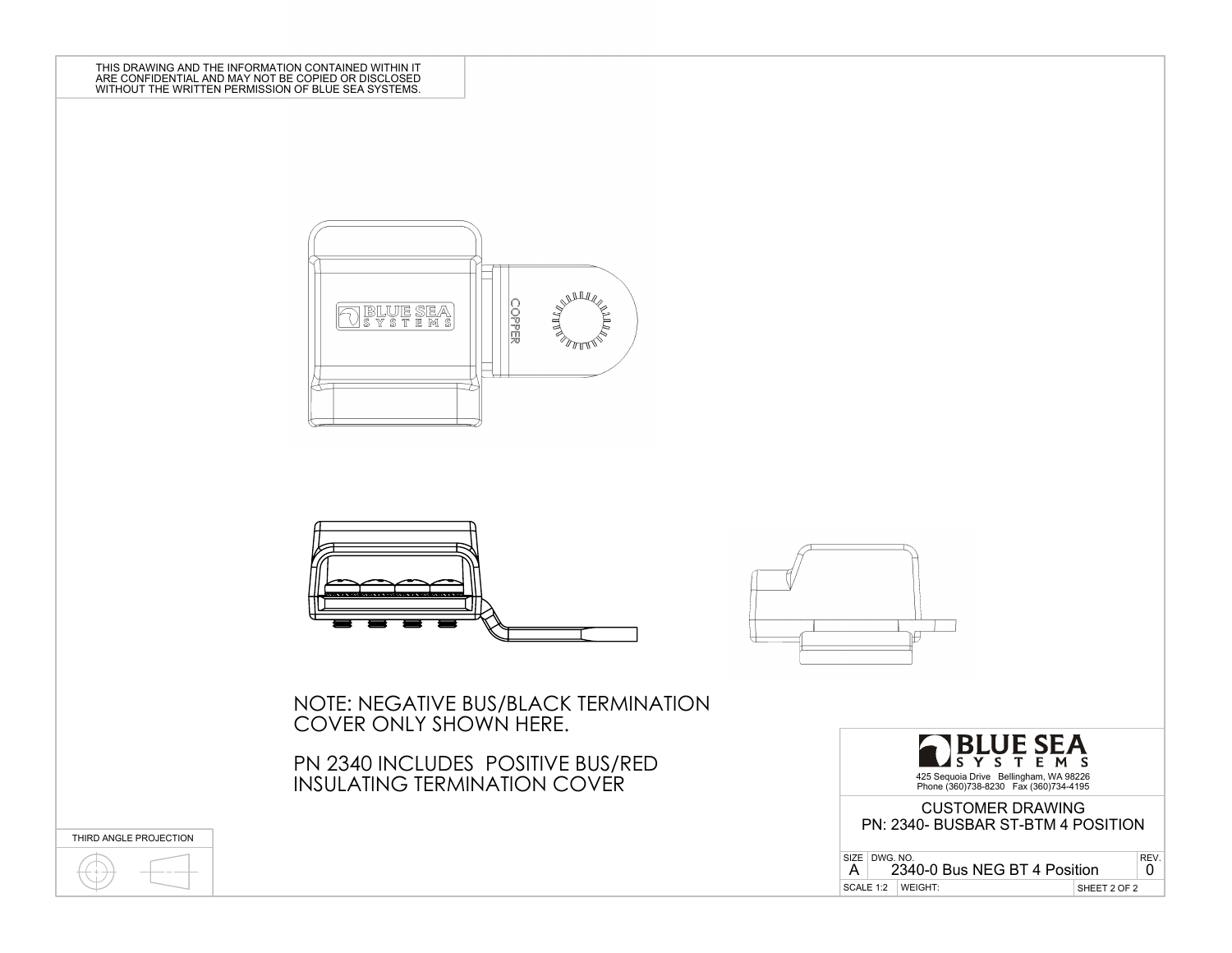THIS DRAWING AND THE INFORMATION CONTAINED WITHIN IT ARE CONFIDENTIAL AND MAY NOT BE COPIED OR DISCLOSED WITHOUT THE WRITTEN PERMISSION OF BLUE SEA SYSTEMS.

BLUE SEA SYSTEMS

COPPER

NOTE: NEGATIVE BUS/BLACK TERMINATION COVER ONLY SHOWN HERE.

PN 2340 INCLUDES POSITIVE BUS/RED INSULATING TERMINATION COVER

THIRD ANGLE PROJECTION

**BLUE SEA SYSTEMS**

425 Sequoia Drive Bellingham, WA 98226
Phone (360)738-8230 Fax (360)734-4195

CUSTOMER DRAWING
PN: 2340- BUSBAR ST-BTM 4 POSITION

| SIZE | DWG. NO. | | REV. |
|---|---|---|---|
| A | 2340-0 Bus NEG BT 4 Position | | 0 |
| SCALE 1:2 | WEIGHT: | SHEET 2 OF 2 | |